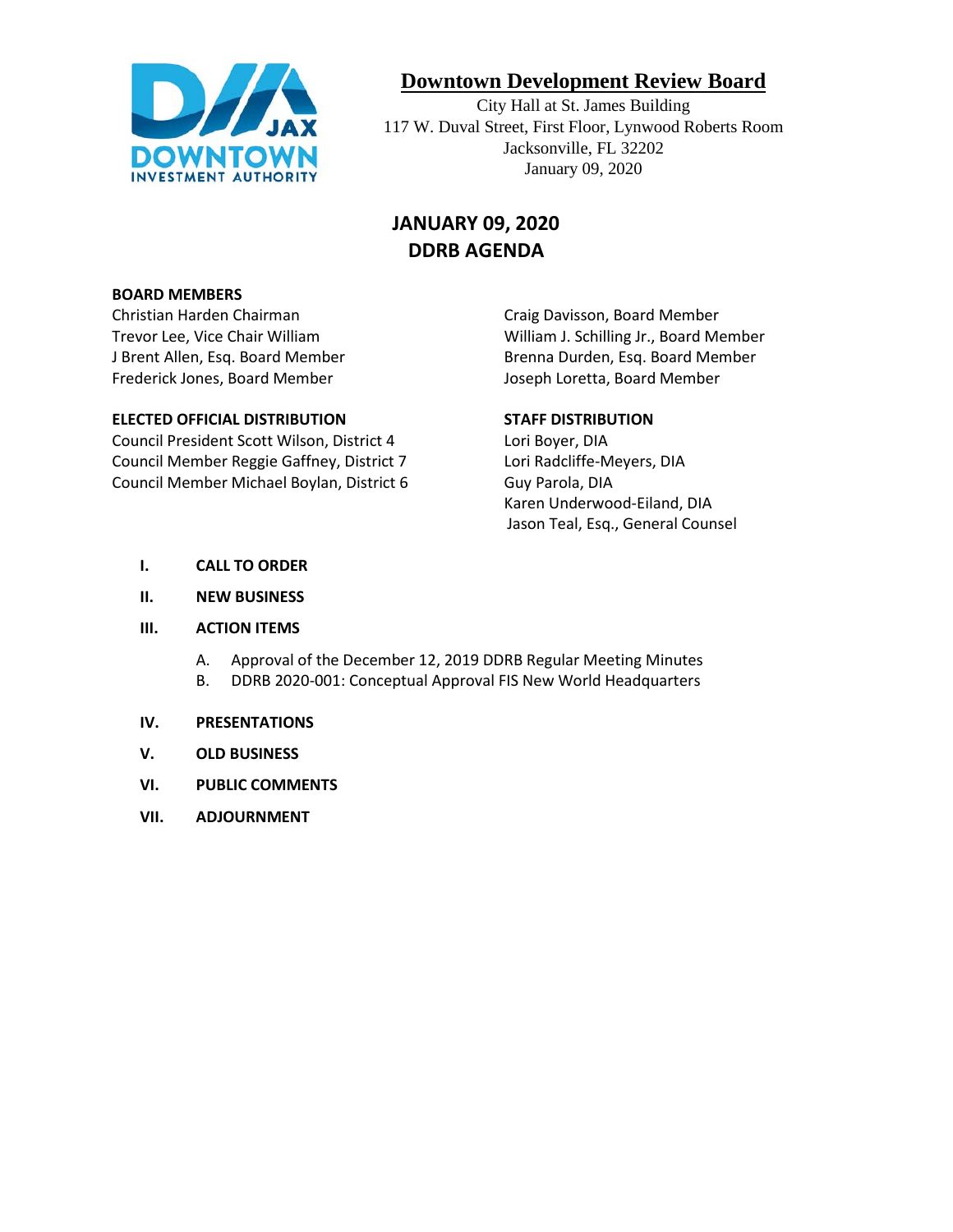# Downtown Development Review Board

City Hall at St. James Building
117 W. Duval Street, First Floor, Lynwood Roberts Room
Jacksonville, FL 32202
January 09, 2020

## JANUARY 09, 2020
## DDRB AGENDA

**BOARD MEMBERS**

Christian Harden Chairman
Trevor Lee, Vice Chair William
J Brent Allen, Esq. Board Member
Frederick Jones, Board Member
Craig Davisson, Board Member
William J. Schilling Jr., Board Member
Brenna Durden, Esq. Board Member
Joseph Loretta, Board Member

**ELECTED OFFICIAL DISTRIBUTION**

Council President Scott Wilson, District 4
Council Member Reggie Gaffney, District 7
Council Member Michael Boylan, District 6

**STAFF DISTRIBUTION**

Lori Boyer, DIA
Lori Radcliffe-Meyers, DIA
Guy Parola, DIA
Karen Underwood-Eiland, DIA
Jason Teal, Esq., General Counsel

**I. CALL TO ORDER**

**II. NEW BUSINESS**

**III. ACTION ITEMS**

A. Approval of the December 12, 2019 DDRB Regular Meeting Minutes
B. DDRB 2020-001: Conceptual Approval FIS New World Headquarters

**IV. PRESENTATIONS**

**V. OLD BUSINESS**

**VI. PUBLIC COMMENTS**

**VII. ADJOURNMENT**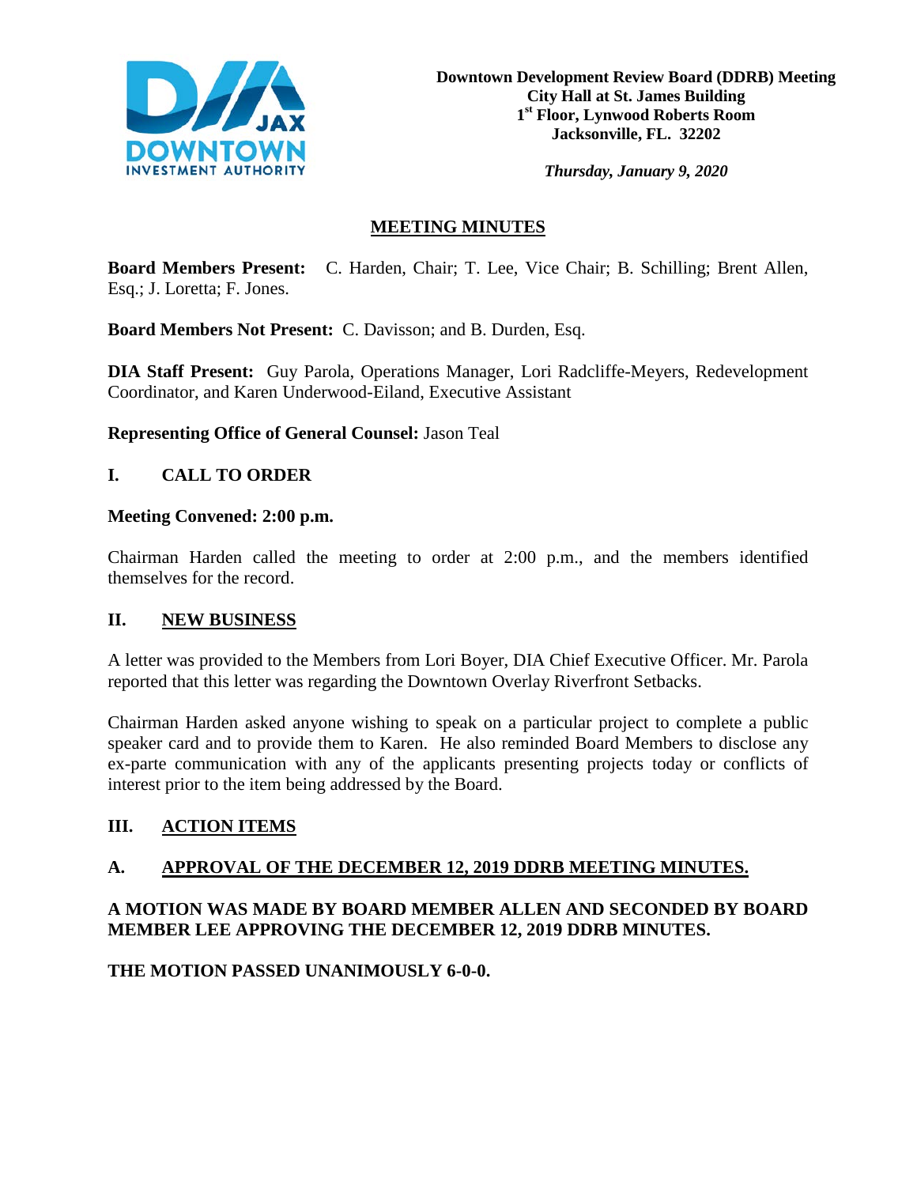**Downtown Development Review Board (DDRB) Meeting**
**City Hall at St. James Building**
**1st Floor, Lynwood Roberts Room**
**Jacksonville, FL. 32202**

***Thursday, January 9, 2020***

# MEETING MINUTES

**Board Members Present:** C. Harden, Chair; T. Lee, Vice Chair; B. Schilling; Brent Allen, Esq.; J. Loretta; F. Jones.

**Board Members Not Present:** C. Davisson; and B. Durden, Esq.

**DIA Staff Present:** Guy Parola, Operations Manager, Lori Radcliffe-Meyers, Redevelopment Coordinator, and Karen Underwood-Eiland, Executive Assistant

**Representing Office of General Counsel:** Jason Teal

## I. CALL TO ORDER

**Meeting Convened: 2:00 p.m.**

Chairman Harden called the meeting to order at 2:00 p.m., and the members identified themselves for the record.

## II. NEW BUSINESS

A letter was provided to the Members from Lori Boyer, DIA Chief Executive Officer. Mr. Parola reported that this letter was regarding the Downtown Overlay Riverfront Setbacks.

Chairman Harden asked anyone wishing to speak on a particular project to complete a public speaker card and to provide them to Karen. He also reminded Board Members to disclose any ex-parte communication with any of the applicants presenting projects today or conflicts of interest prior to the item being addressed by the Board.

## III. ACTION ITEMS

### A. APPROVAL OF THE DECEMBER 12, 2019 DDRB MEETING MINUTES.

**A MOTION WAS MADE BY BOARD MEMBER ALLEN AND SECONDED BY BOARD MEMBER LEE APPROVING THE DECEMBER 12, 2019 DDRB MINUTES.**

**THE MOTION PASSED UNANIMOUSLY 6-0-0.**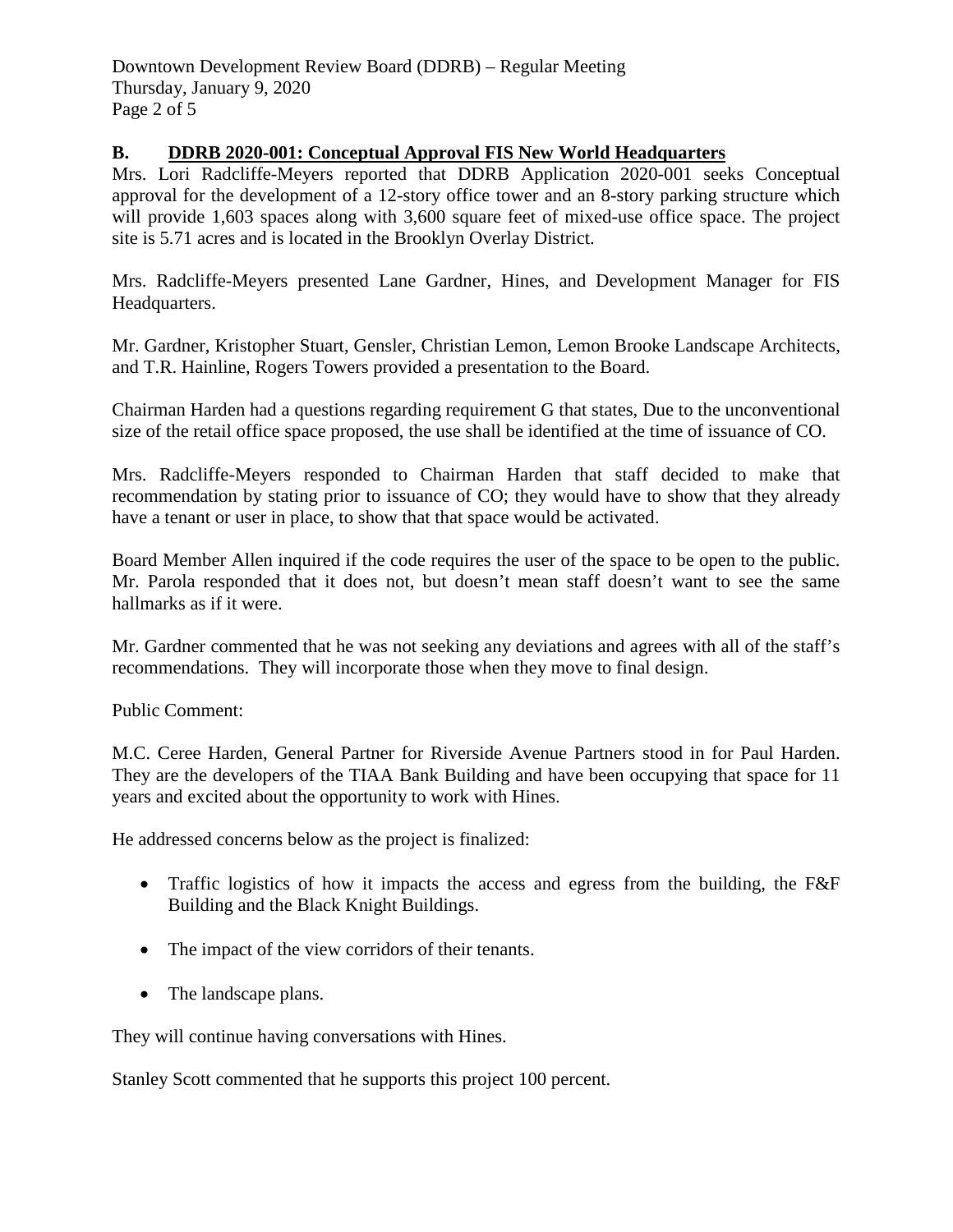## B. DDRB 2020-001: Conceptual Approval FIS New World Headquarters

Mrs. Lori Radcliffe-Meyers reported that DDRB Application 2020-001 seeks Conceptual approval for the development of a 12-story office tower and an 8-story parking structure which will provide 1,603 spaces along with 3,600 square feet of mixed-use office space. The project site is 5.71 acres and is located in the Brooklyn Overlay District.

Mrs. Radcliffe-Meyers presented Lane Gardner, Hines, and Development Manager for FIS Headquarters.

Mr. Gardner, Kristopher Stuart, Gensler, Christian Lemon, Lemon Brooke Landscape Architects, and T.R. Hainline, Rogers Towers provided a presentation to the Board.

Chairman Harden had a questions regarding requirement G that states, Due to the unconventional size of the retail office space proposed, the use shall be identified at the time of issuance of CO.

Mrs. Radcliffe-Meyers responded to Chairman Harden that staff decided to make that recommendation by stating prior to issuance of CO; they would have to show that they already have a tenant or user in place, to show that that space would be activated.

Board Member Allen inquired if the code requires the user of the space to be open to the public. Mr. Parola responded that it does not, but doesn't mean staff doesn't want to see the same hallmarks as if it were.

Mr. Gardner commented that he was not seeking any deviations and agrees with all of the staff's recommendations. They will incorporate those when they move to final design.

Public Comment:

M.C. Ceree Harden, General Partner for Riverside Avenue Partners stood in for Paul Harden. They are the developers of the TIAA Bank Building and have been occupying that space for 11 years and excited about the opportunity to work with Hines.

He addressed concerns below as the project is finalized:

- Traffic logistics of how it impacts the access and egress from the building, the F&F Building and the Black Knight Buildings.
- The impact of the view corridors of their tenants.
- The landscape plans.

They will continue having conversations with Hines.

Stanley Scott commented that he supports this project 100 percent.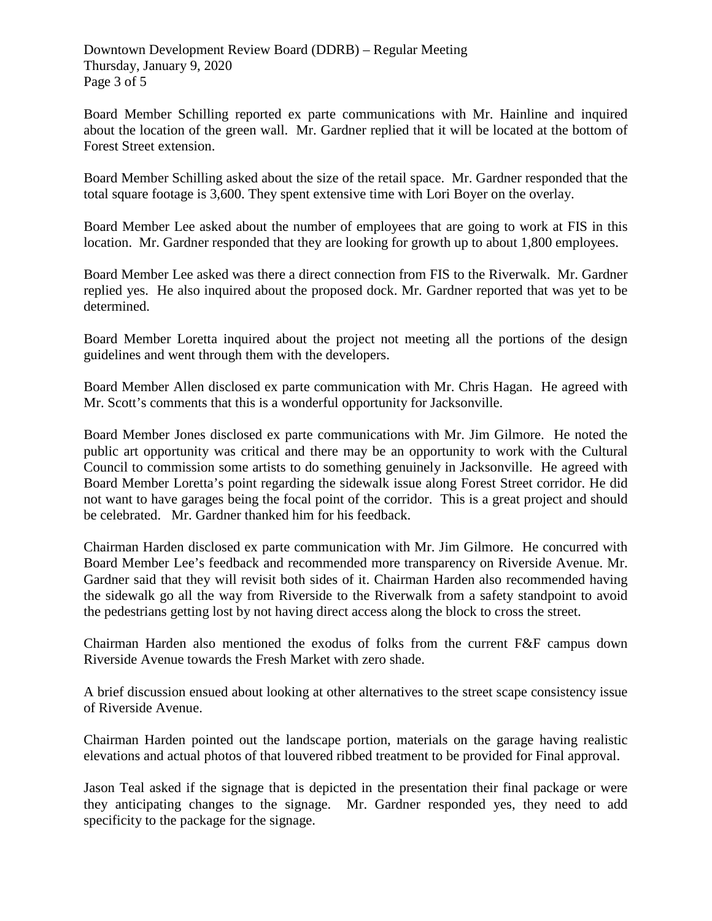Board Member Schilling reported ex parte communications with Mr. Hainline and inquired about the location of the green wall. Mr. Gardner replied that it will be located at the bottom of Forest Street extension.

Board Member Schilling asked about the size of the retail space. Mr. Gardner responded that the total square footage is 3,600. They spent extensive time with Lori Boyer on the overlay.

Board Member Lee asked about the number of employees that are going to work at FIS in this location. Mr. Gardner responded that they are looking for growth up to about 1,800 employees.

Board Member Lee asked was there a direct connection from FIS to the Riverwalk. Mr. Gardner replied yes. He also inquired about the proposed dock. Mr. Gardner reported that was yet to be determined.

Board Member Loretta inquired about the project not meeting all the portions of the design guidelines and went through them with the developers.

Board Member Allen disclosed ex parte communication with Mr. Chris Hagan. He agreed with Mr. Scott's comments that this is a wonderful opportunity for Jacksonville.

Board Member Jones disclosed ex parte communications with Mr. Jim Gilmore. He noted the public art opportunity was critical and there may be an opportunity to work with the Cultural Council to commission some artists to do something genuinely in Jacksonville. He agreed with Board Member Loretta's point regarding the sidewalk issue along Forest Street corridor. He did not want to have garages being the focal point of the corridor. This is a great project and should be celebrated. Mr. Gardner thanked him for his feedback.

Chairman Harden disclosed ex parte communication with Mr. Jim Gilmore. He concurred with Board Member Lee's feedback and recommended more transparency on Riverside Avenue. Mr. Gardner said that they will revisit both sides of it. Chairman Harden also recommended having the sidewalk go all the way from Riverside to the Riverwalk from a safety standpoint to avoid the pedestrians getting lost by not having direct access along the block to cross the street.

Chairman Harden also mentioned the exodus of folks from the current F&F campus down Riverside Avenue towards the Fresh Market with zero shade.

A brief discussion ensued about looking at other alternatives to the street scape consistency issue of Riverside Avenue.

Chairman Harden pointed out the landscape portion, materials on the garage having realistic elevations and actual photos of that louvered ribbed treatment to be provided for Final approval.

Jason Teal asked if the signage that is depicted in the presentation their final package or were they anticipating changes to the signage. Mr. Gardner responded yes, they need to add specificity to the package for the signage.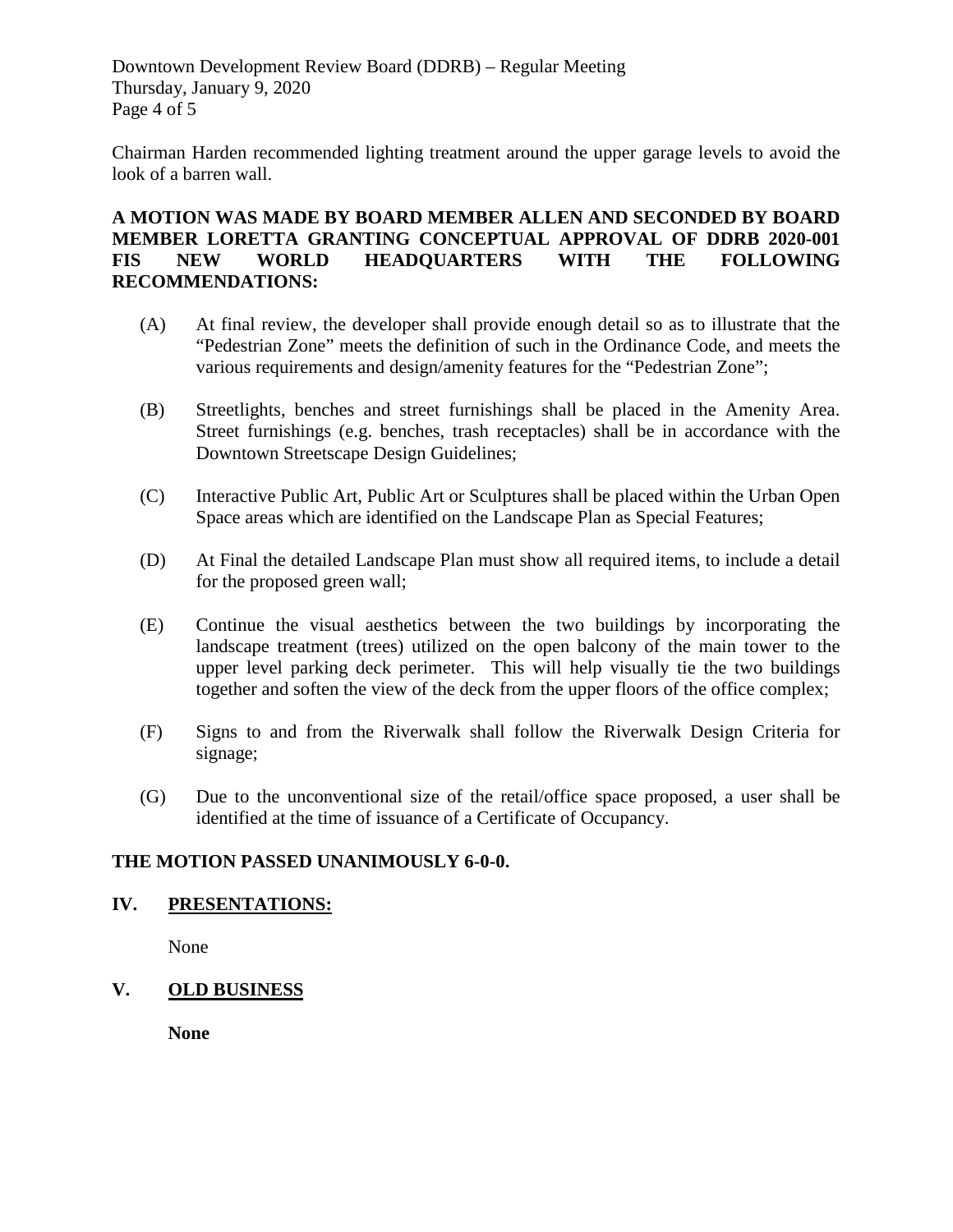Chairman Harden recommended lighting treatment around the upper garage levels to avoid the look of a barren wall.

**A MOTION WAS MADE BY BOARD MEMBER ALLEN AND SECONDED BY BOARD MEMBER LORETTA GRANTING CONCEPTUAL APPROVAL OF DDRB 2020-001 FIS NEW WORLD HEADQUARTERS WITH THE FOLLOWING RECOMMENDATIONS:**

(A) At final review, the developer shall provide enough detail so as to illustrate that the "Pedestrian Zone" meets the definition of such in the Ordinance Code, and meets the various requirements and design/amenity features for the "Pedestrian Zone";

(B) Streetlights, benches and street furnishings shall be placed in the Amenity Area. Street furnishings (e.g. benches, trash receptacles) shall be in accordance with the Downtown Streetscape Design Guidelines;

(C) Interactive Public Art, Public Art or Sculptures shall be placed within the Urban Open Space areas which are identified on the Landscape Plan as Special Features;

(D) At Final the detailed Landscape Plan must show all required items, to include a detail for the proposed green wall;

(E) Continue the visual aesthetics between the two buildings by incorporating the landscape treatment (trees) utilized on the open balcony of the main tower to the upper level parking deck perimeter. This will help visually tie the two buildings together and soften the view of the deck from the upper floors of the office complex;

(F) Signs to and from the Riverwalk shall follow the Riverwalk Design Criteria for signage;

(G) Due to the unconventional size of the retail/office space proposed, a user shall be identified at the time of issuance of a Certificate of Occupancy.

**THE MOTION PASSED UNANIMOUSLY 6-0-0.**

## IV. PRESENTATIONS:

None

## V. OLD BUSINESS

**None**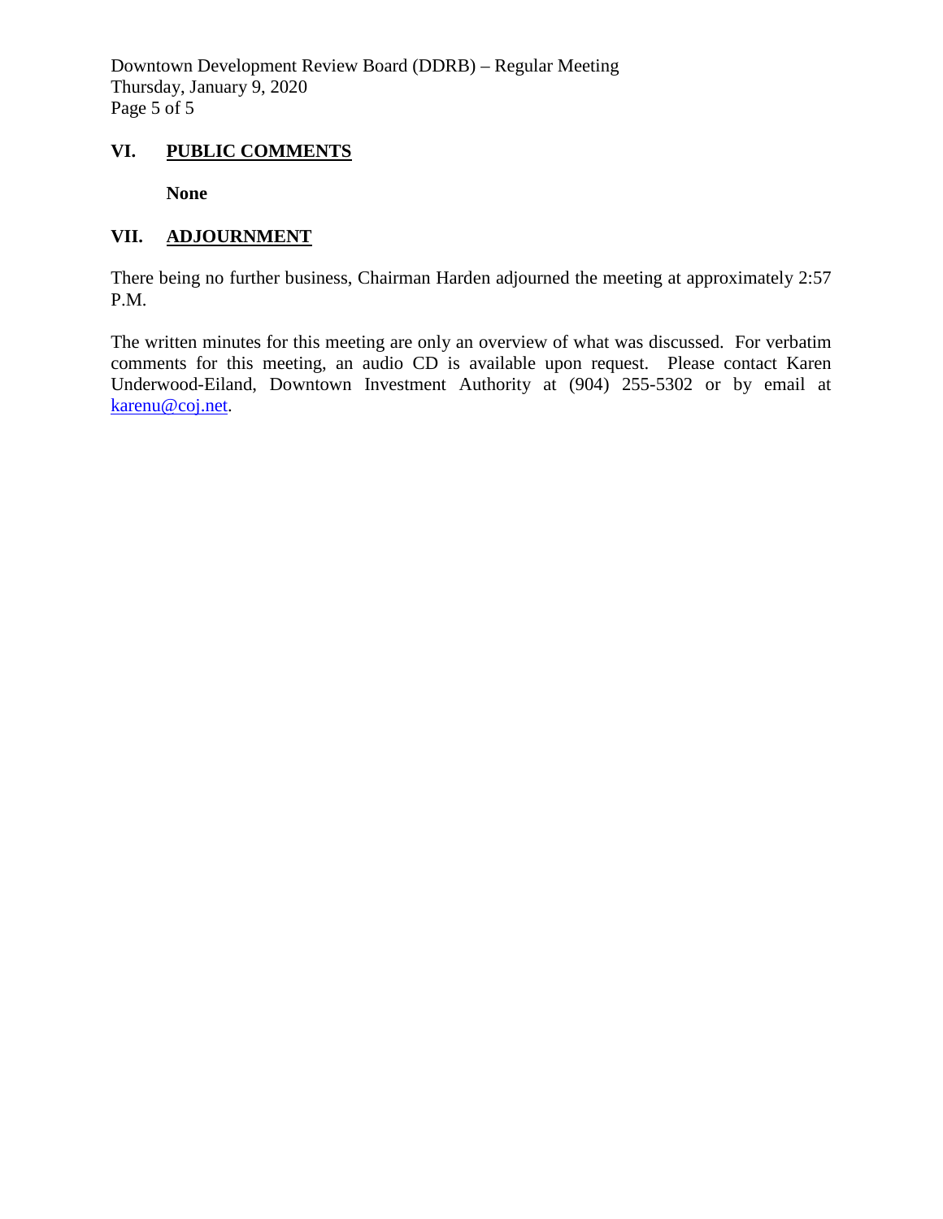## VI. PUBLIC COMMENTS

**None**

## VII. ADJOURNMENT

There being no further business, Chairman Harden adjourned the meeting at approximately 2:57 P.M.

The written minutes for this meeting are only an overview of what was discussed. For verbatim comments for this meeting, an audio CD is available upon request. Please contact Karen Underwood-Eiland, Downtown Investment Authority at (904) 255-5302 or by email at karenu@coj.net.